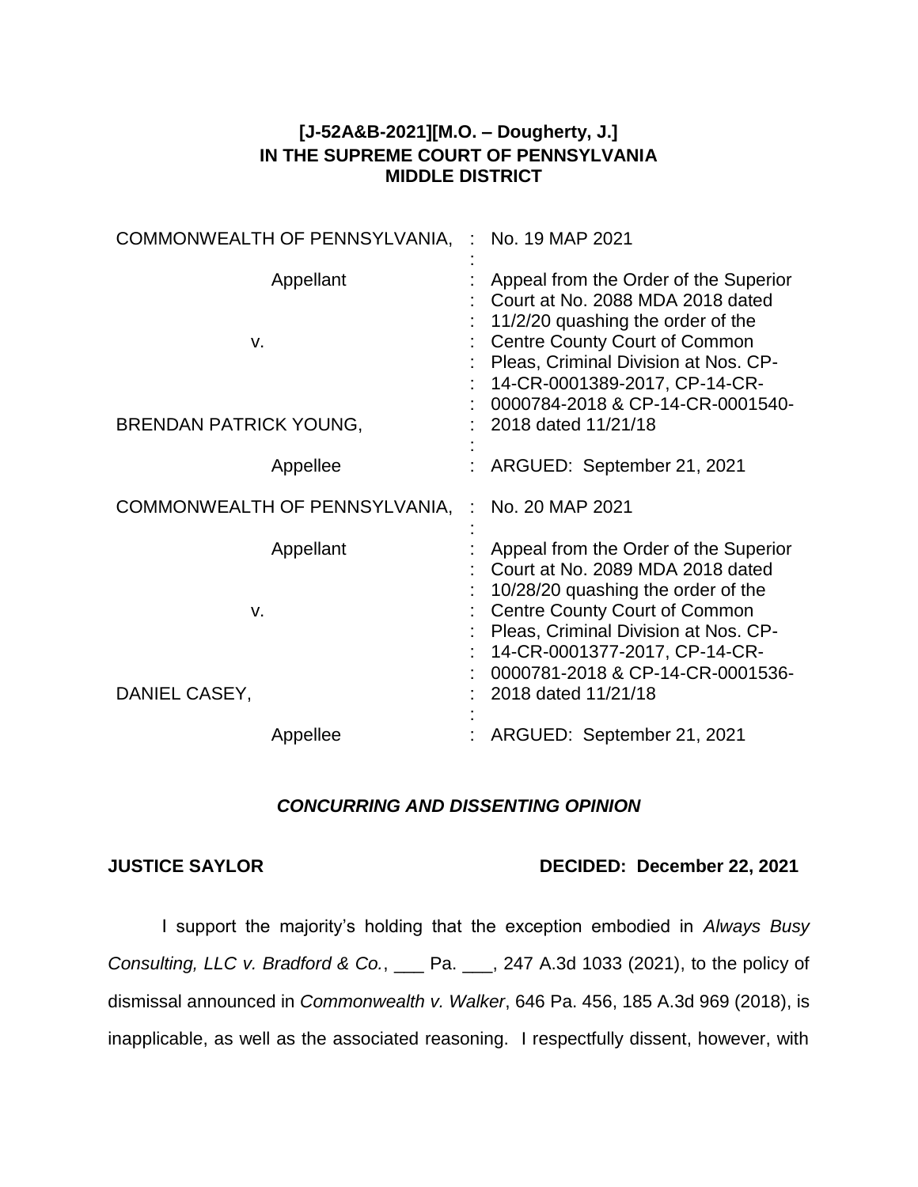**[J-52A&B-2021][M.O. – Dougherty, J.]**
**IN THE SUPREME COURT OF PENNSYLVANIA**
**MIDDLE DISTRICT**

| | | |
|---|---|---|
| COMMONWEALTH OF PENNSYLVANIA, | : | No. 19 MAP 2021 |
| Appellant | : | Appeal from the Order of the Superior Court at No. 2088 MDA 2018 dated 11/2/20 quashing the order of the Centre County Court of Common Pleas, Criminal Division at Nos. CP-14-CR-0001389-2017, CP-14-CR-0000784-2018 & CP-14-CR-0001540-2018 dated 11/21/18 |
| v. | : | |
| BRENDAN PATRICK YOUNG, | : | |
| Appellee | : | ARGUED: September 21, 2021 |
| COMMONWEALTH OF PENNSYLVANIA, | : | No. 20 MAP 2021 |
| Appellant | : | Appeal from the Order of the Superior Court at No. 2089 MDA 2018 dated 10/28/20 quashing the order of the Centre County Court of Common Pleas, Criminal Division at Nos. CP-14-CR-0001377-2017, CP-14-CR-0000781-2018 & CP-14-CR-0001536-2018 dated 11/21/18 |
| v. | : | |
| DANIEL CASEY, | : | |
| Appellee | : | ARGUED: September 21, 2021 |

***CONCURRING AND DISSENTING OPINION***

**JUSTICE SAYLOR** **DECIDED: December 22, 2021**

I support the majority's holding that the exception embodied in *Always Busy Consulting, LLC v. Bradford & Co.*, ___ Pa. ___, 247 A.3d 1033 (2021), to the policy of dismissal announced in *Commonwealth v. Walker*, 646 Pa. 456, 185 A.3d 969 (2018), is inapplicable, as well as the associated reasoning. I respectfully dissent, however, with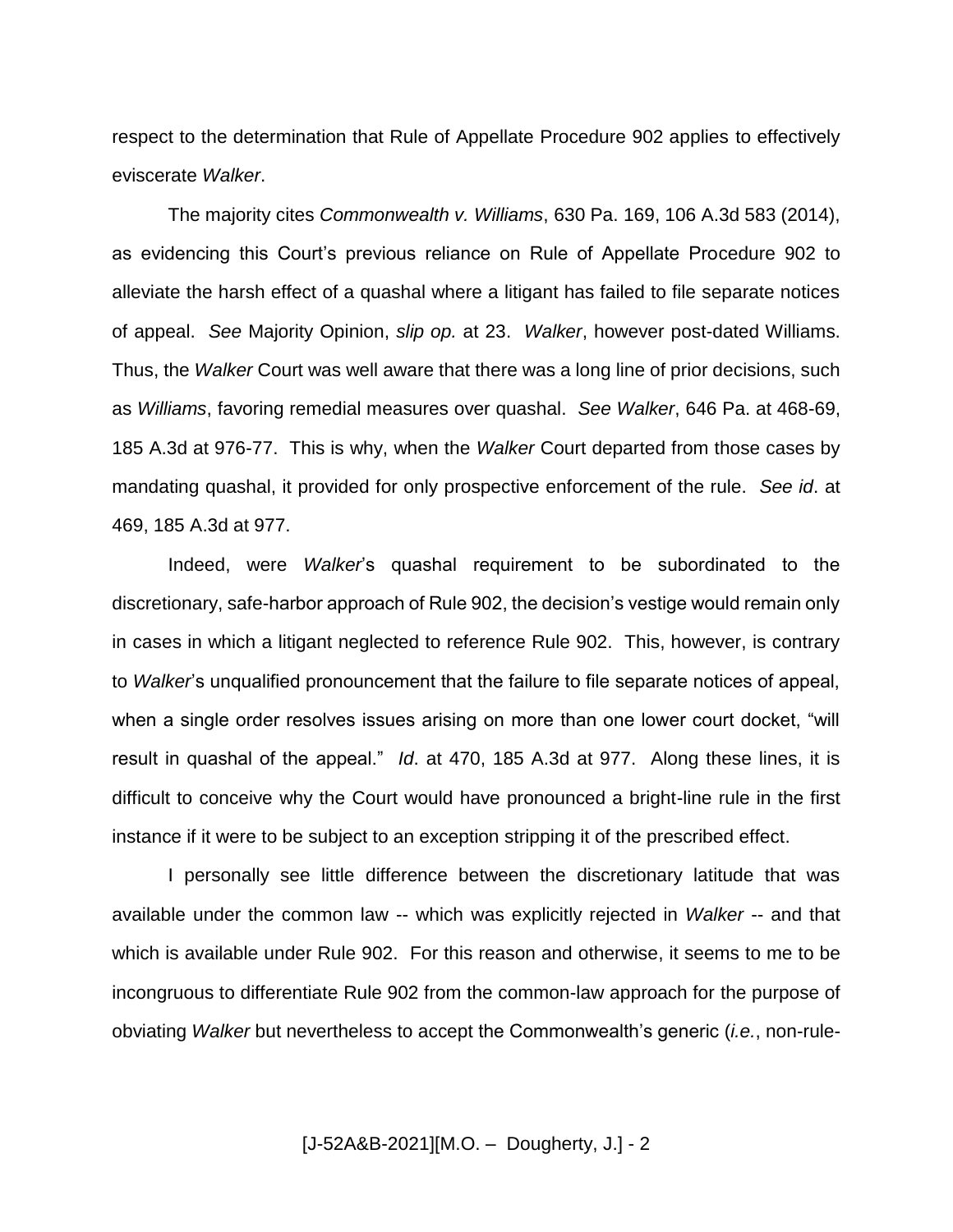respect to the determination that Rule of Appellate Procedure 902 applies to effectively eviscerate *Walker*.

The majority cites *Commonwealth v. Williams*, 630 Pa. 169, 106 A.3d 583 (2014), as evidencing this Court's previous reliance on Rule of Appellate Procedure 902 to alleviate the harsh effect of a quashal where a litigant has failed to file separate notices of appeal. *See* Majority Opinion, *slip op.* at 23. *Walker*, however post-dated Williams. Thus, the *Walker* Court was well aware that there was a long line of prior decisions, such as *Williams*, favoring remedial measures over quashal. *See Walker*, 646 Pa. at 468-69, 185 A.3d at 976-77. This is why, when the *Walker* Court departed from those cases by mandating quashal, it provided for only prospective enforcement of the rule. *See id*. at 469, 185 A.3d at 977.

Indeed, were *Walker*'s quashal requirement to be subordinated to the discretionary, safe-harbor approach of Rule 902, the decision's vestige would remain only in cases in which a litigant neglected to reference Rule 902. This, however, is contrary to *Walker*'s unqualified pronouncement that the failure to file separate notices of appeal, when a single order resolves issues arising on more than one lower court docket, "will result in quashal of the appeal." *Id*. at 470, 185 A.3d at 977. Along these lines, it is difficult to conceive why the Court would have pronounced a bright-line rule in the first instance if it were to be subject to an exception stripping it of the prescribed effect.

I personally see little difference between the discretionary latitude that was available under the common law -- which was explicitly rejected in *Walker* -- and that which is available under Rule 902. For this reason and otherwise, it seems to me to be incongruous to differentiate Rule 902 from the common-law approach for the purpose of obviating *Walker* but nevertheless to accept the Commonwealth's generic (*i.e.*, non-rule-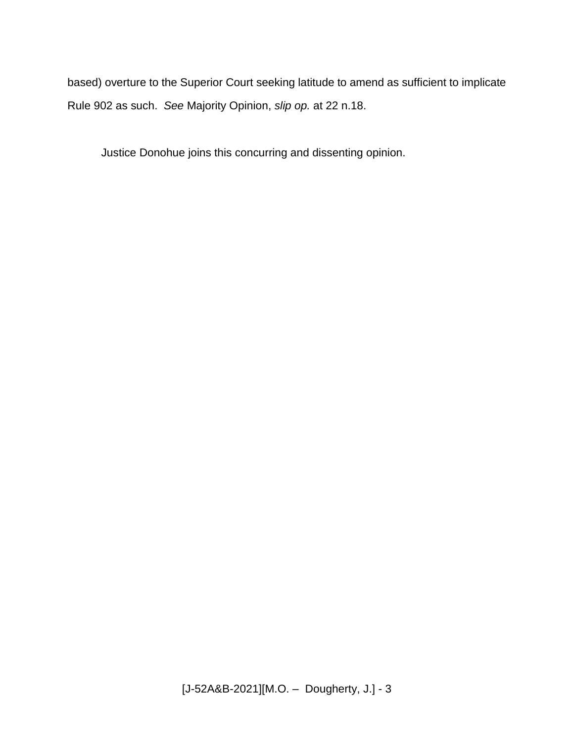based) overture to the Superior Court seeking latitude to amend as sufficient to implicate Rule 902 as such. *See* Majority Opinion, *slip op.* at 22 n.18.

Justice Donohue joins this concurring and dissenting opinion.